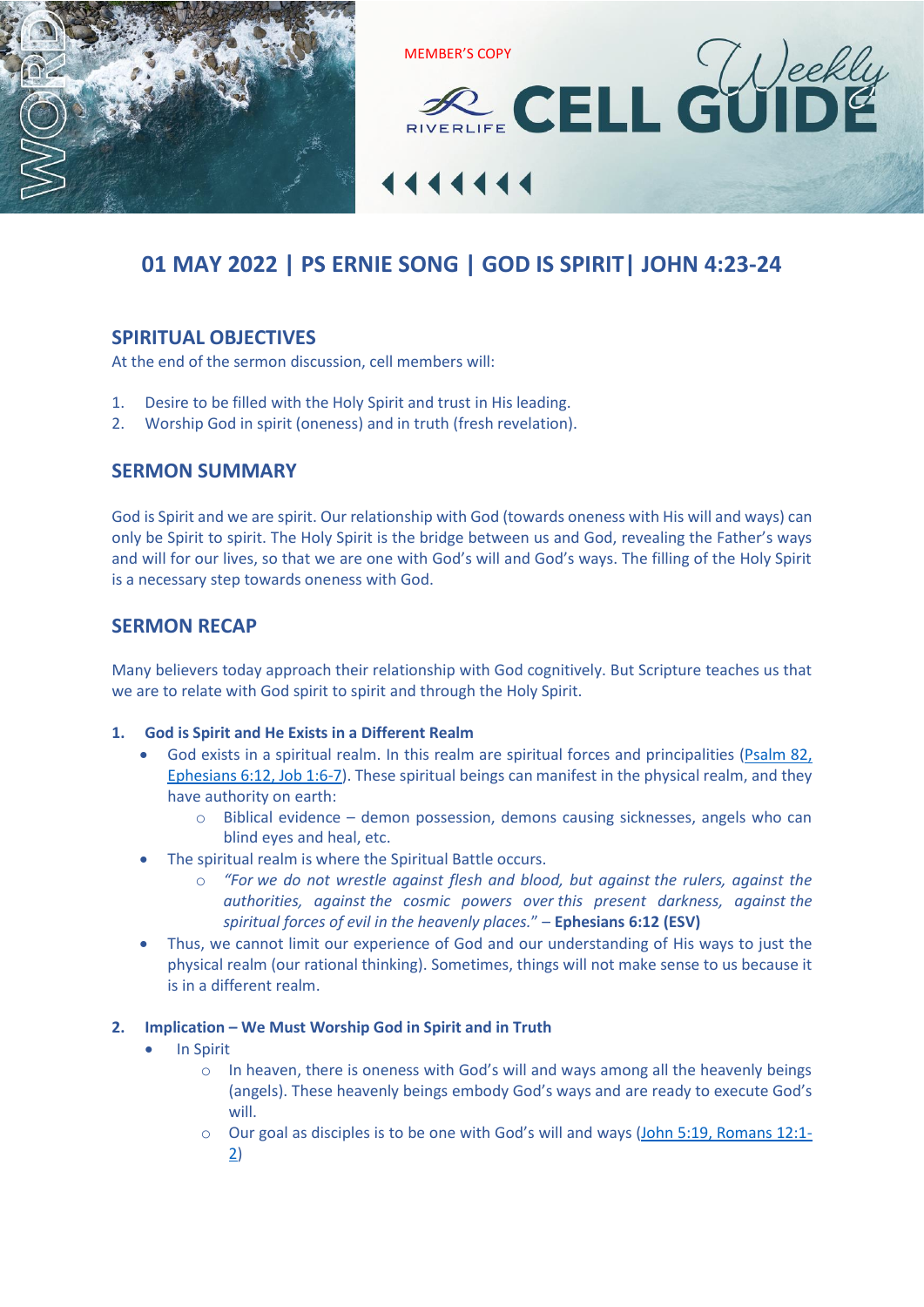MEMBER'S COPY

RIVERLIFE CELL GUIDE Weekly

# 01 MAY 2022 | PS ERNIE SONG | GOD IS SPIRIT| JOHN 4:23-24

## SPIRITUAL OBJECTIVES

At the end of the sermon discussion, cell members will:

1. Desire to be filled with the Holy Spirit and trust in His leading.
2. Worship God in spirit (oneness) and in truth (fresh revelation).

## SERMON SUMMARY

God is Spirit and we are spirit. Our relationship with God (towards oneness with His will and ways) can only be Spirit to spirit. The Holy Spirit is the bridge between us and God, revealing the Father's ways and will for our lives, so that we are one with God's will and God's ways. The filling of the Holy Spirit is a necessary step towards oneness with God.

## SERMON RECAP

Many believers today approach their relationship with God cognitively. But Scripture teaches us that we are to relate with God spirit to spirit and through the Holy Spirit.

**1. God is Spirit and He Exists in a Different Realm**

- God exists in a spiritual realm. In this realm are spiritual forces and principalities (Psalm 82, Ephesians 6:12, Job 1:6-7). These spiritual beings can manifest in the physical realm, and they have authority on earth:
  - Biblical evidence – demon possession, demons causing sicknesses, angels who can blind eyes and heal, etc.
- The spiritual realm is where the Spiritual Battle occurs.
  - *"For we do not wrestle against flesh and blood, but against the rulers, against the authorities, against the cosmic powers over this present darkness, against the spiritual forces of evil in the heavenly places."* – **Ephesians 6:12 (ESV)**
- Thus, we cannot limit our experience of God and our understanding of His ways to just the physical realm (our rational thinking). Sometimes, things will not make sense to us because it is in a different realm.

**2. Implication – We Must Worship God in Spirit and in Truth**

- In Spirit
  - In heaven, there is oneness with God's will and ways among all the heavenly beings (angels). These heavenly beings embody God's ways and are ready to execute God's will.
  - Our goal as disciples is to be one with God's will and ways (John 5:19, Romans 12:1-2)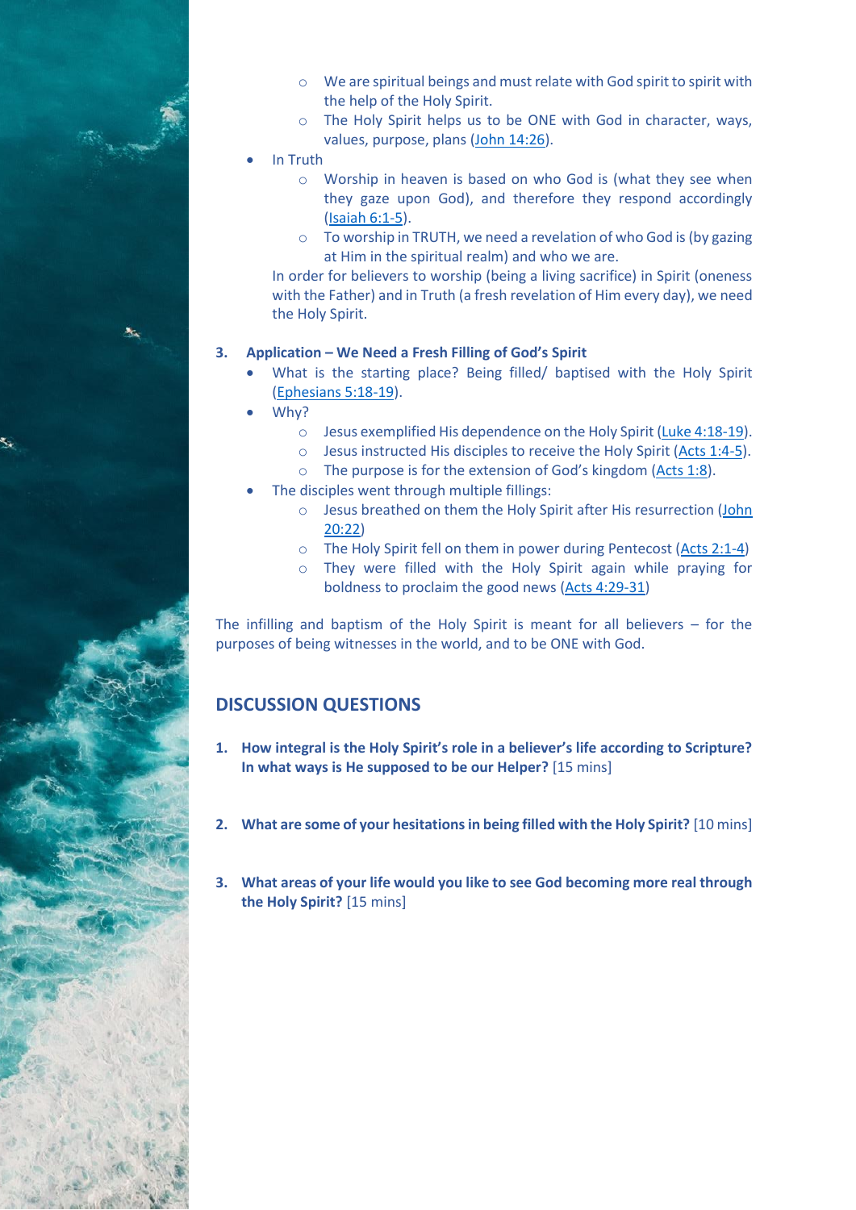- We are spiritual beings and must relate with God spirit to spirit with the help of the Holy Spirit.
    - The Holy Spirit helps us to be ONE with God in character, ways, values, purpose, plans (John 14:26).
  - In Truth
    - Worship in heaven is based on who God is (what they see when they gaze upon God), and therefore they respond accordingly (Isaiah 6:1-5).
    - To worship in TRUTH, we need a revelation of who God is (by gazing at Him in the spiritual realm) and who we are.

  In order for believers to worship (being a living sacrifice) in Spirit (oneness with the Father) and in Truth (a fresh revelation of Him every day), we need the Holy Spirit.

3. **Application – We Need a Fresh Filling of God's Spirit**
   - What is the starting place? Being filled/ baptised with the Holy Spirit (Ephesians 5:18-19).
   - Why?
     - Jesus exemplified His dependence on the Holy Spirit (Luke 4:18-19).
     - Jesus instructed His disciples to receive the Holy Spirit (Acts 1:4-5).
     - The purpose is for the extension of God's kingdom (Acts 1:8).
   - The disciples went through multiple fillings:
     - Jesus breathed on them the Holy Spirit after His resurrection (John 20:22)
     - The Holy Spirit fell on them in power during Pentecost (Acts 2:1-4)
     - They were filled with the Holy Spirit again while praying for boldness to proclaim the good news (Acts 4:29-31)

The infilling and baptism of the Holy Spirit is meant for all believers – for the purposes of being witnesses in the world, and to be ONE with God.

## DISCUSSION QUESTIONS

1. **How integral is the Holy Spirit's role in a believer's life according to Scripture? In what ways is He supposed to be our Helper?** [15 mins]

2. **What are some of your hesitations in being filled with the Holy Spirit?** [10 mins]

3. **What areas of your life would you like to see God becoming more real through the Holy Spirit?** [15 mins]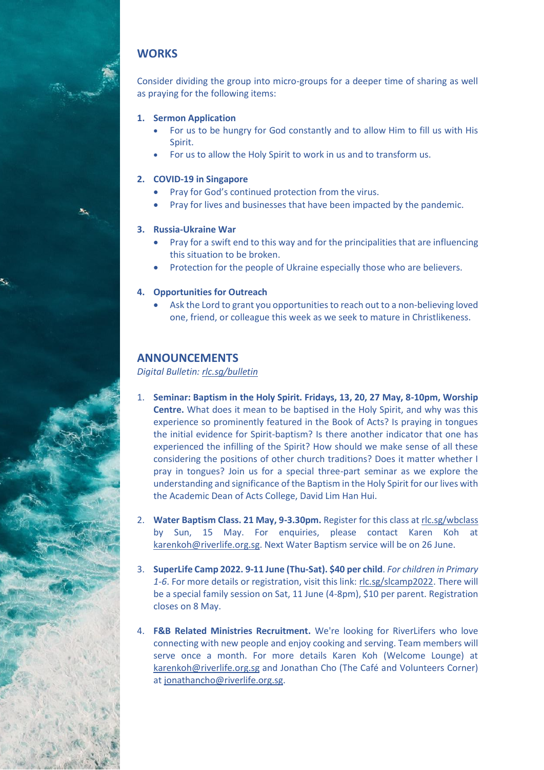## WORKS

Consider dividing the group into micro-groups for a deeper time of sharing as well as praying for the following items:

1. **Sermon Application**
   - For us to be hungry for God constantly and to allow Him to fill us with His Spirit.
   - For us to allow the Holy Spirit to work in us and to transform us.

2. **COVID-19 in Singapore**
   - Pray for God's continued protection from the virus.
   - Pray for lives and businesses that have been impacted by the pandemic.

3. **Russia-Ukraine War**
   - Pray for a swift end to this way and for the principalities that are influencing this situation to be broken.
   - Protection for the people of Ukraine especially those who are believers.

4. **Opportunities for Outreach**
   - Ask the Lord to grant you opportunities to reach out to a non-believing loved one, friend, or colleague this week as we seek to mature in Christlikeness.

## ANNOUNCEMENTS

*Digital Bulletin: rlc.sg/bulletin*

1. **Seminar: Baptism in the Holy Spirit. Fridays, 13, 20, 27 May, 8-10pm, Worship Centre.** What does it mean to be baptised in the Holy Spirit, and why was this experience so prominently featured in the Book of Acts? Is praying in tongues the initial evidence for Spirit-baptism? Is there another indicator that one has experienced the infilling of the Spirit? How should we make sense of all these considering the positions of other church traditions? Does it matter whether I pray in tongues? Join us for a special three-part seminar as we explore the understanding and significance of the Baptism in the Holy Spirit for our lives with the Academic Dean of Acts College, David Lim Han Hui.

2. **Water Baptism Class. 21 May, 9-3.30pm.** Register for this class at rlc.sg/wbclass by Sun, 15 May. For enquiries, please contact Karen Koh at karenkoh@riverlife.org.sg. Next Water Baptism service will be on 26 June.

3. **SuperLife Camp 2022. 9-11 June (Thu-Sat). $40 per child**. *For children in Primary 1-6*. For more details or registration, visit this link: rlc.sg/slcamp2022. There will be a special family session on Sat, 11 June (4-8pm), $10 per parent. Registration closes on 8 May.

4. **F&B Related Ministries Recruitment.** We're looking for RiverLifers who love connecting with new people and enjoy cooking and serving. Team members will serve once a month. For more details Karen Koh (Welcome Lounge) at karenkoh@riverlife.org.sg and Jonathan Cho (The Café and Volunteers Corner) at jonathancho@riverlife.org.sg.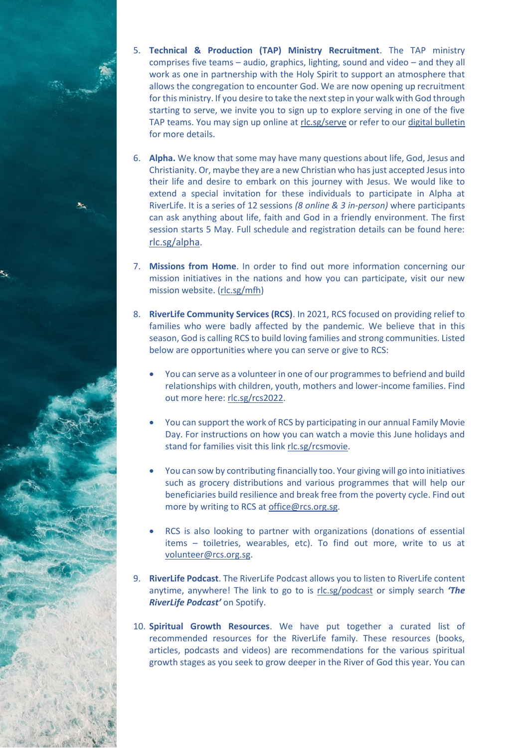5. **Technical & Production (TAP) Ministry Recruitment**. The TAP ministry comprises five teams – audio, graphics, lighting, sound and video – and they all work as one in partnership with the Holy Spirit to support an atmosphere that allows the congregation to encounter God. We are now opening up recruitment for this ministry. If you desire to take the next step in your walk with God through starting to serve, we invite you to sign up to explore serving in one of the five TAP teams. You may sign up online at rlc.sg/serve or refer to our digital bulletin for more details.

6. **Alpha.** We know that some may have many questions about life, God, Jesus and Christianity. Or, maybe they are a new Christian who has just accepted Jesus into their life and desire to embark on this journey with Jesus. We would like to extend a special invitation for these individuals to participate in Alpha at RiverLife. It is a series of 12 sessions *(8 online & 3 in-person)* where participants can ask anything about life, faith and God in a friendly environment. The first session starts 5 May. Full schedule and registration details can be found here: rlc.sg/alpha.

7. **Missions from Home**. In order to find out more information concerning our mission initiatives in the nations and how you can participate, visit our new mission website. (rlc.sg/mfh)

8. **RiverLife Community Services (RCS)**. In 2021, RCS focused on providing relief to families who were badly affected by the pandemic. We believe that in this season, God is calling RCS to build loving families and strong communities. Listed below are opportunities where you can serve or give to RCS:

   - You can serve as a volunteer in one of our programmes to befriend and build relationships with children, youth, mothers and lower-income families. Find out more here: rlc.sg/rcs2022.

   - You can support the work of RCS by participating in our annual Family Movie Day. For instructions on how you can watch a movie this June holidays and stand for families visit this link rlc.sg/rcsmovie.

   - You can sow by contributing financially too. Your giving will go into initiatives such as grocery distributions and various programmes that will help our beneficiaries build resilience and break free from the poverty cycle. Find out more by writing to RCS at office@rcs.org.sg.

   - RCS is also looking to partner with organizations (donations of essential items – toiletries, wearables, etc). To find out more, write to us at volunteer@rcs.org.sg.

9. **RiverLife Podcast**. The RiverLife Podcast allows you to listen to RiverLife content anytime, anywhere! The link to go to is rlc.sg/podcast or simply search ***'The RiverLife Podcast'*** on Spotify.

10. **Spiritual Growth Resources**. We have put together a curated list of recommended resources for the RiverLife family. These resources (books, articles, podcasts and videos) are recommendations for the various spiritual growth stages as you seek to grow deeper in the River of God this year. You can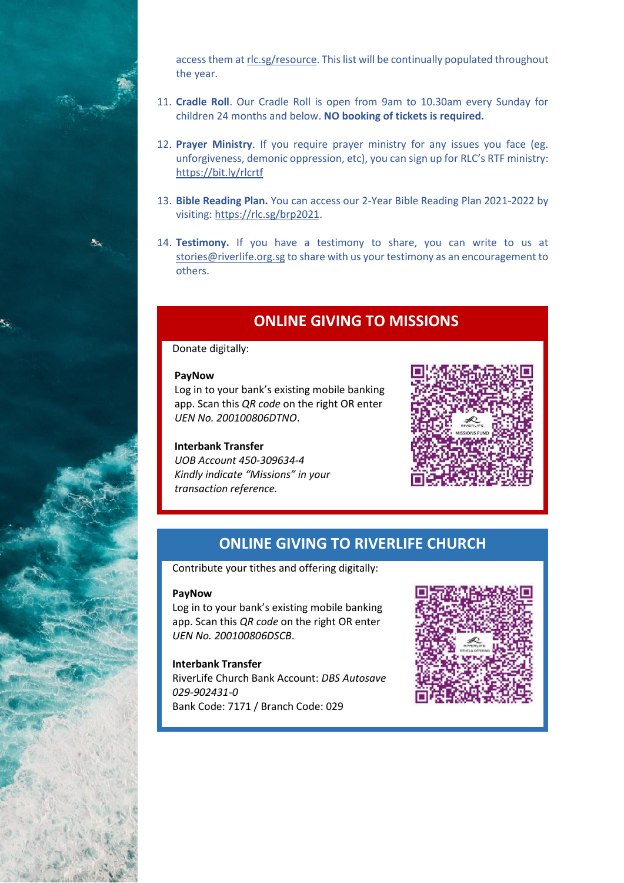access them at rlc.sg/resource. This list will be continually populated throughout the year.

11. **Cradle Roll**. Our Cradle Roll is open from 9am to 10.30am every Sunday for children 24 months and below. **NO booking of tickets is required.**

12. **Prayer Ministry**. If you require prayer ministry for any issues you face (eg. unforgiveness, demonic oppression, etc), you can sign up for RLC's RTF ministry: https://bit.ly/rlcrtf

13. **Bible Reading Plan.** You can access our 2-Year Bible Reading Plan 2021-2022 by visiting: https://rlc.sg/brp2021.

14. **Testimony.** If you have a testimony to share, you can write to us at stories@riverlife.org.sg to share with us your testimony as an encouragement to others.

## ONLINE GIVING TO MISSIONS

Donate digitally:

**PayNow**
Log in to your bank's existing mobile banking app. Scan this *QR code* on the right OR enter *UEN No. 200100806DTNO*.

**Interbank Transfer**
*UOB Account 450-309634-4*
*Kindly indicate "Missions" in your transaction reference.*

## ONLINE GIVING TO RIVERLIFE CHURCH

Contribute your tithes and offering digitally:

**PayNow**
Log in to your bank's existing mobile banking app. Scan this *QR code* on the right OR enter *UEN No. 200100806DSCB*.

**Interbank Transfer**
RiverLife Church Bank Account: *DBS Autosave 029-902431-0*
Bank Code: 7171 / Branch Code: 029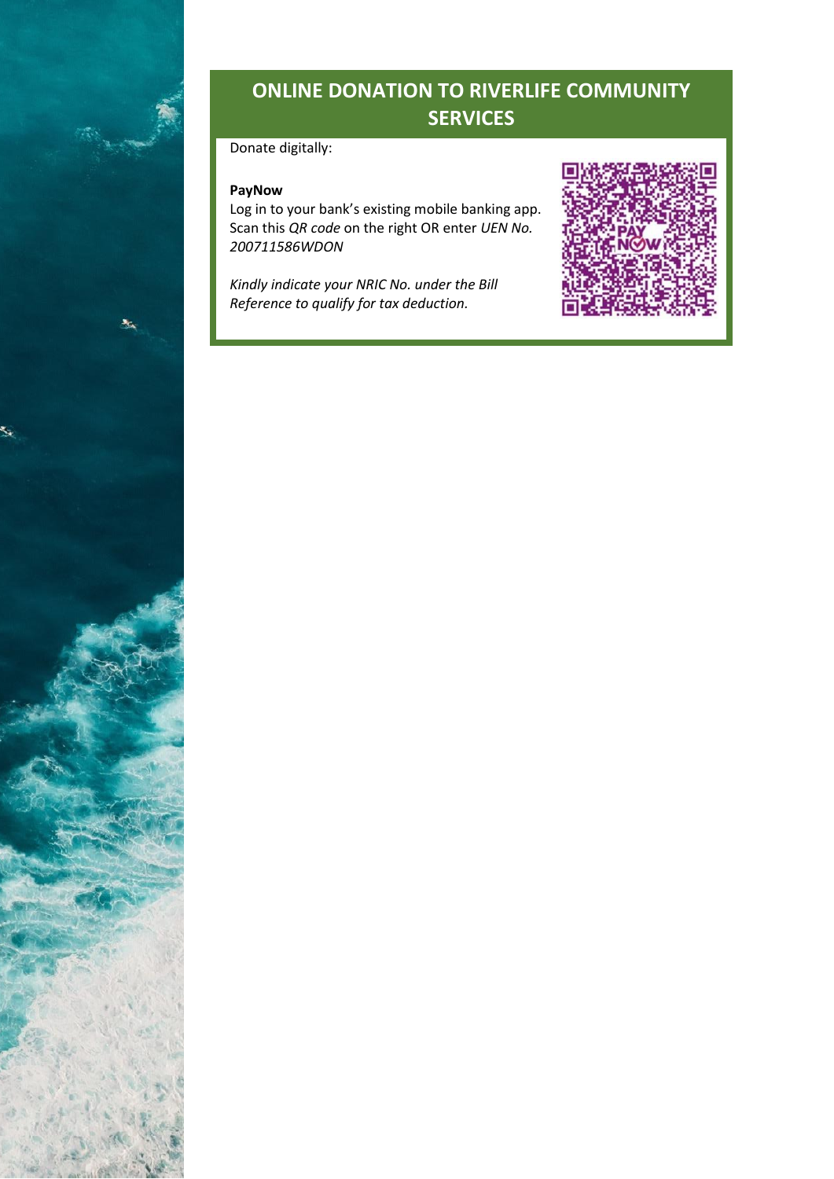## ONLINE DONATION TO RIVERLIFE COMMUNITY SERVICES

Donate digitally:

**PayNow**
Log in to your bank's existing mobile banking app. Scan this *QR code* on the right OR enter *UEN No. 200711586WDON*

*Kindly indicate your NRIC No. under the Bill Reference to qualify for tax deduction.*